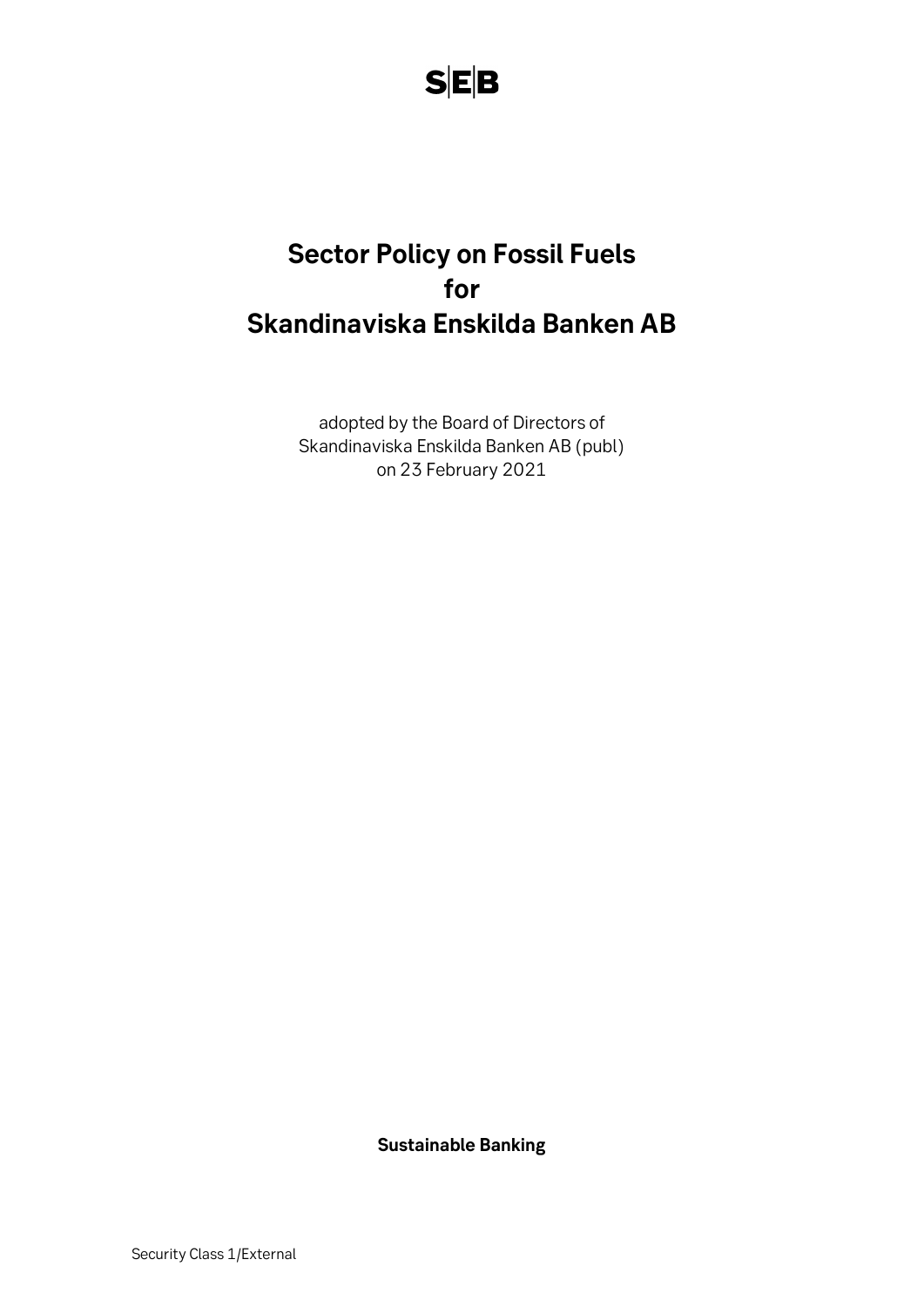SEB

# Sector Policy on Fossil Fuels for Skandinaviska Enskilda Banken AB

adopted by the Board of Directors of
Skandinaviska Enskilda Banken AB (publ)
on 23 February 2021

**Sustainable Banking**

Security Class 1/External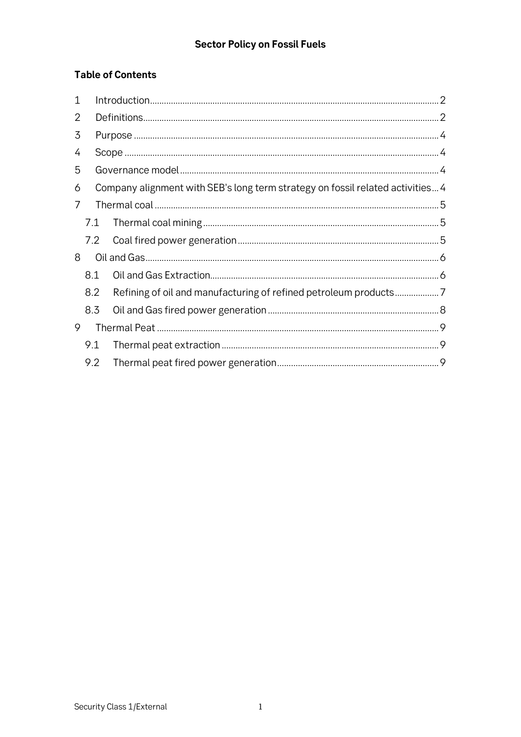# Sector Policy on Fossil Fuels

## Table of Contents

1 Introduction ... 2
2 Definitions ... 2
3 Purpose ... 4
4 Scope ... 4
5 Governance model ... 4
6 Company alignment with SEB's long term strategy on fossil related activities ... 4
7 Thermal coal ... 5
  7.1 Thermal coal mining ... 5
  7.2 Coal fired power generation ... 5
8 Oil and Gas ... 6
  8.1 Oil and Gas Extraction ... 6
  8.2 Refining of oil and manufacturing of refined petroleum products ... 7
  8.3 Oil and Gas fired power generation ... 8
9 Thermal Peat ... 9
  9.1 Thermal peat extraction ... 9
  9.2 Thermal peat fired power generation ... 9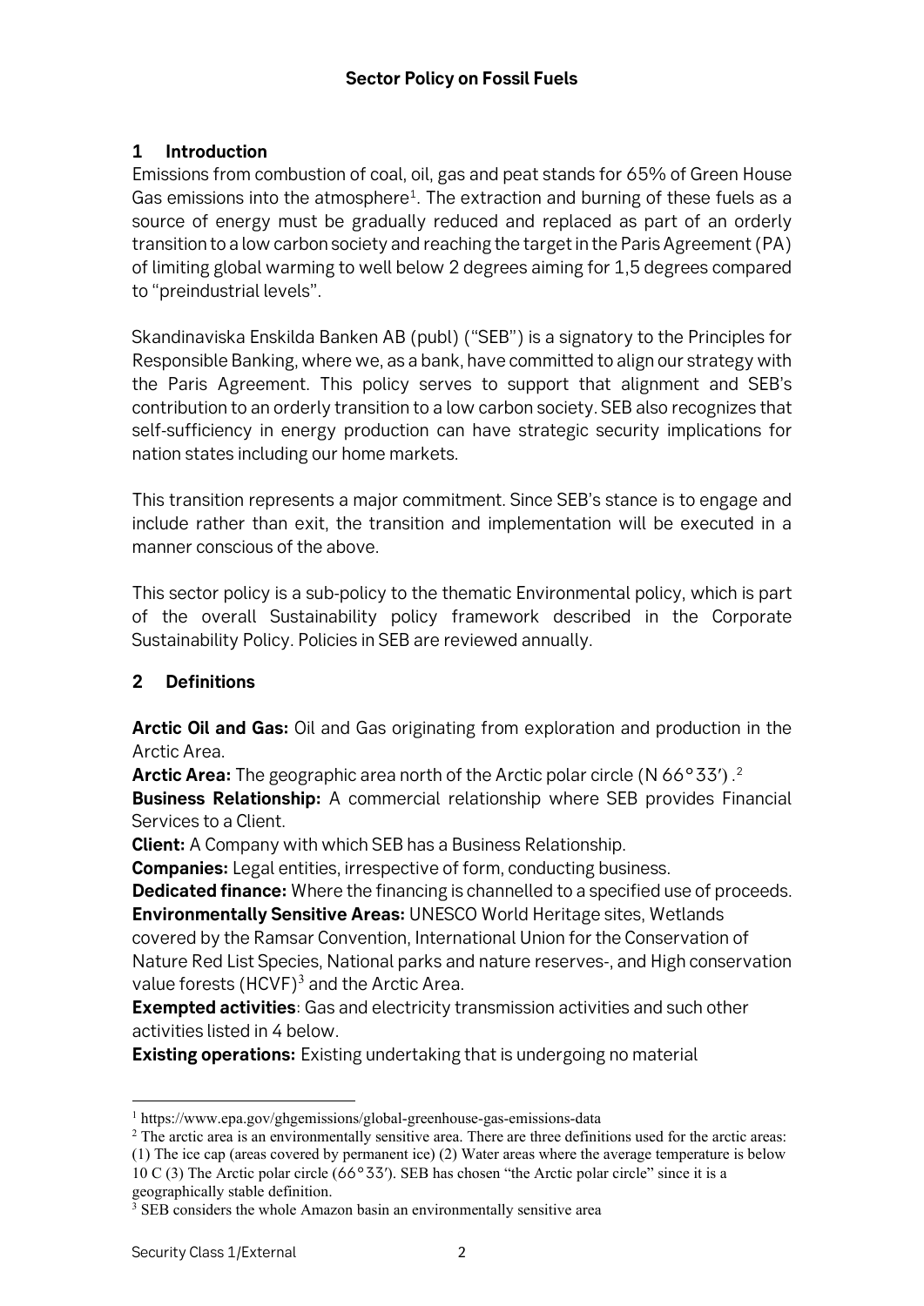# Sector Policy on Fossil Fuels

## 1 Introduction

Emissions from combustion of coal, oil, gas and peat stands for 65% of Green House Gas emissions into the atmosphere[1]. The extraction and burning of these fuels as a source of energy must be gradually reduced and replaced as part of an orderly transition to a low carbon society and reaching the target in the Paris Agreement (PA) of limiting global warming to well below 2 degrees aiming for 1,5 degrees compared to "preindustrial levels".

Skandinaviska Enskilda Banken AB (publ) ("SEB") is a signatory to the Principles for Responsible Banking, where we, as a bank, have committed to align our strategy with the Paris Agreement. This policy serves to support that alignment and SEB's contribution to an orderly transition to a low carbon society. SEB also recognizes that self-sufficiency in energy production can have strategic security implications for nation states including our home markets.

This transition represents a major commitment. Since SEB's stance is to engage and include rather than exit, the transition and implementation will be executed in a manner conscious of the above.

This sector policy is a sub-policy to the thematic Environmental policy, which is part of the overall Sustainability policy framework described in the Corporate Sustainability Policy. Policies in SEB are reviewed annually.

## 2 Definitions

**Arctic Oil and Gas:** Oil and Gas originating from exploration and production in the Arctic Area.

**Arctic Area:** The geographic area north of the Arctic polar circle (N 66°33′).[2]

**Business Relationship:** A commercial relationship where SEB provides Financial Services to a Client.

**Client:** A Company with which SEB has a Business Relationship.

**Companies:** Legal entities, irrespective of form, conducting business.

**Dedicated finance:** Where the financing is channelled to a specified use of proceeds.

**Environmentally Sensitive Areas:** UNESCO World Heritage sites, Wetlands covered by the Ramsar Convention, International Union for the Conservation of Nature Red List Species, National parks and nature reserves-, and High conservation value forests (HCVF)[3] and the Arctic Area.

**Exempted activities**: Gas and electricity transmission activities and such other activities listed in 4 below.

**Existing operations:** Existing undertaking that is undergoing no material

---

[1] https://www.epa.gov/ghgemissions/global-greenhouse-gas-emissions-data

[2] The arctic area is an environmentally sensitive area. There are three definitions used for the arctic areas: (1) The ice cap (areas covered by permanent ice) (2) Water areas where the average temperature is below 10 C (3) The Arctic polar circle (66°33′). SEB has chosen "the Arctic polar circle" since it is a geographically stable definition.

[3] SEB considers the whole Amazon basin an environmentally sensitive area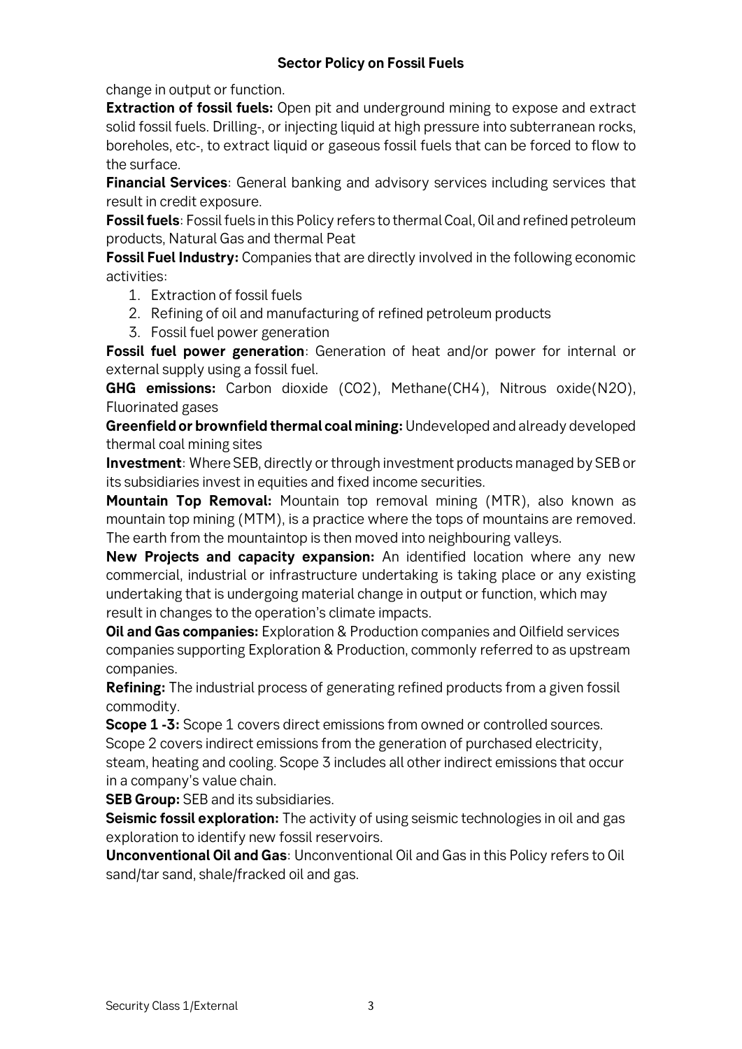change in output or function.

**Extraction of fossil fuels:** Open pit and underground mining to expose and extract solid fossil fuels. Drilling-, or injecting liquid at high pressure into subterranean rocks, boreholes, etc-, to extract liquid or gaseous fossil fuels that can be forced to flow to the surface.

**Financial Services**: General banking and advisory services including services that result in credit exposure.

**Fossil fuels**: Fossil fuels in this Policy refers to thermal Coal, Oil and refined petroleum products, Natural Gas and thermal Peat

**Fossil Fuel Industry:** Companies that are directly involved in the following economic activities:

1. Extraction of fossil fuels
2. Refining of oil and manufacturing of refined petroleum products
3. Fossil fuel power generation

**Fossil fuel power generation**: Generation of heat and/or power for internal or external supply using a fossil fuel.

**GHG emissions:** Carbon dioxide ($CO_2$), Methane($CH_4$), Nitrous oxide($N_2O$), Fluorinated gases

**Greenfield or brownfield thermal coal mining:** Undeveloped and already developed thermal coal mining sites

**Investment**: Where SEB, directly or through investment products managed by SEB or its subsidiaries invest in equities and fixed income securities.

**Mountain Top Removal:** Mountain top removal mining (MTR), also known as mountain top mining (MTM), is a practice where the tops of mountains are removed. The earth from the mountaintop is then moved into neighbouring valleys.

**New Projects and capacity expansion:** An identified location where any new commercial, industrial or infrastructure undertaking is taking place or any existing undertaking that is undergoing material change in output or function, which may result in changes to the operation's climate impacts.

**Oil and Gas companies:** Exploration & Production companies and Oilfield services companies supporting Exploration & Production, commonly referred to as upstream companies.

**Refining:** The industrial process of generating refined products from a given fossil commodity.

**Scope 1 -3:** Scope 1 covers direct emissions from owned or controlled sources. Scope 2 covers indirect emissions from the generation of purchased electricity, steam, heating and cooling. Scope 3 includes all other indirect emissions that occur in a company's value chain.

**SEB Group:** SEB and its subsidiaries.

**Seismic fossil exploration:** The activity of using seismic technologies in oil and gas exploration to identify new fossil reservoirs.

**Unconventional Oil and Gas**: Unconventional Oil and Gas in this Policy refers to Oil sand/tar sand, shale/fracked oil and gas.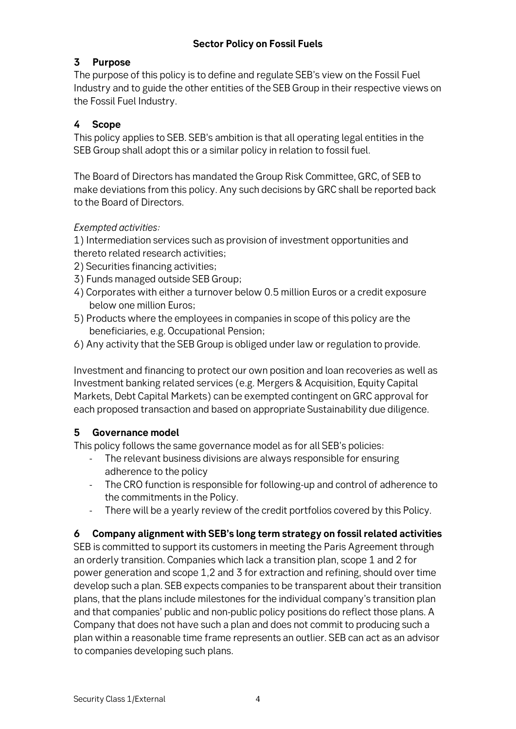**Sector Policy on Fossil Fuels**

## 3 Purpose

The purpose of this policy is to define and regulate SEB's view on the Fossil Fuel Industry and to guide the other entities of the SEB Group in their respective views on the Fossil Fuel Industry.

## 4 Scope

This policy applies to SEB. SEB's ambition is that all operating legal entities in the SEB Group shall adopt this or a similar policy in relation to fossil fuel.

The Board of Directors has mandated the Group Risk Committee, GRC, of SEB to make deviations from this policy. Any such decisions by GRC shall be reported back to the Board of Directors.

*Exempted activities:*

1) Intermediation services such as provision of investment opportunities and thereto related research activities;
2) Securities financing activities;
3) Funds managed outside SEB Group;
4) Corporates with either a turnover below 0.5 million Euros or a credit exposure below one million Euros;
5) Products where the employees in companies in scope of this policy are the beneficiaries, e.g. Occupational Pension;
6) Any activity that the SEB Group is obliged under law or regulation to provide.

Investment and financing to protect our own position and loan recoveries as well as Investment banking related services (e.g. Mergers & Acquisition, Equity Capital Markets, Debt Capital Markets) can be exempted contingent on GRC approval for each proposed transaction and based on appropriate Sustainability due diligence.

## 5 Governance model

This policy follows the same governance model as for all SEB's policies:

- The relevant business divisions are always responsible for ensuring adherence to the policy
- The CRO function is responsible for following-up and control of adherence to the commitments in the Policy.
- There will be a yearly review of the credit portfolios covered by this Policy.

## 6 Company alignment with SEB's long term strategy on fossil related activities

SEB is committed to support its customers in meeting the Paris Agreement through an orderly transition. Companies which lack a transition plan, scope 1 and 2 for power generation and scope 1,2 and 3 for extraction and refining, should over time develop such a plan. SEB expects companies to be transparent about their transition plans, that the plans include milestones for the individual company's transition plan and that companies' public and non-public policy positions do reflect those plans. A Company that does not have such a plan and does not commit to producing such a plan within a reasonable time frame represents an outlier. SEB can act as an advisor to companies developing such plans.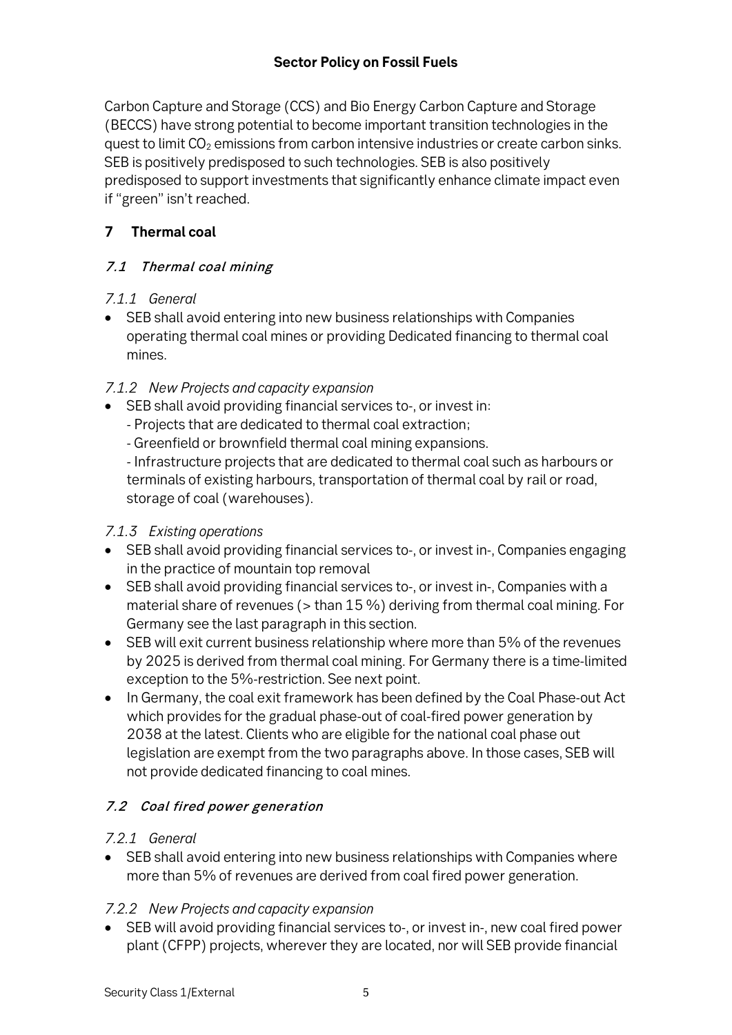Carbon Capture and Storage (CCS) and Bio Energy Carbon Capture and Storage (BECCS) have strong potential to become important transition technologies in the quest to limit $CO_2$ emissions from carbon intensive industries or create carbon sinks. SEB is positively predisposed to such technologies. SEB is also positively predisposed to support investments that significantly enhance climate impact even if "green" isn't reached.

## 7 Thermal coal

### *7.1 Thermal coal mining*

#### *7.1.1 General*

- SEB shall avoid entering into new business relationships with Companies operating thermal coal mines or providing Dedicated financing to thermal coal mines.

#### *7.1.2 New Projects and capacity expansion*

- SEB shall avoid providing financial services to-, or invest in:
  - Projects that are dedicated to thermal coal extraction;
  - Greenfield or brownfield thermal coal mining expansions.
  - Infrastructure projects that are dedicated to thermal coal such as harbours or terminals of existing harbours, transportation of thermal coal by rail or road, storage of coal (warehouses).

#### *7.1.3 Existing operations*

- SEB shall avoid providing financial services to-, or invest in-, Companies engaging in the practice of mountain top removal
- SEB shall avoid providing financial services to-, or invest in-, Companies with a material share of revenues (> than 15 %) deriving from thermal coal mining. For Germany see the last paragraph in this section.
- SEB will exit current business relationship where more than 5% of the revenues by 2025 is derived from thermal coal mining. For Germany there is a time-limited exception to the 5%-restriction. See next point.
- In Germany, the coal exit framework has been defined by the Coal Phase-out Act which provides for the gradual phase-out of coal-fired power generation by 2038 at the latest. Clients who are eligible for the national coal phase out legislation are exempt from the two paragraphs above. In those cases, SEB will not provide dedicated financing to coal mines.

### *7.2 Coal fired power generation*

#### *7.2.1 General*

- SEB shall avoid entering into new business relationships with Companies where more than 5% of revenues are derived from coal fired power generation.

#### *7.2.2 New Projects and capacity expansion*

- SEB will avoid providing financial services to-, or invest in-, new coal fired power plant (CFPP) projects, wherever they are located, nor will SEB provide financial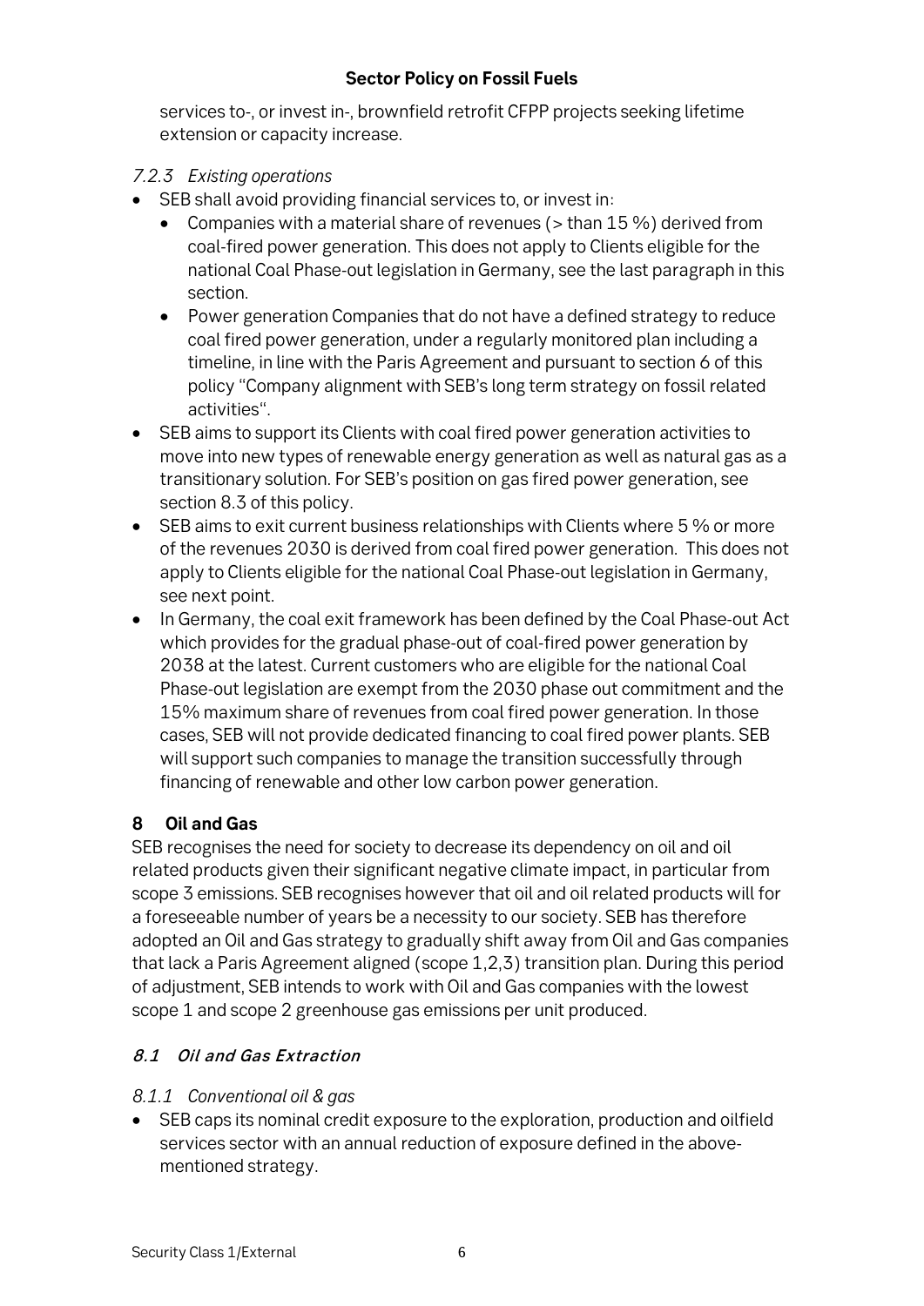services to-, or invest in-, brownfield retrofit CFPP projects seeking lifetime extension or capacity increase.

#### *7.2.3 Existing operations*

- SEB shall avoid providing financial services to, or invest in:
  - Companies with a material share of revenues (> than 15 %) derived from coal-fired power generation. This does not apply to Clients eligible for the national Coal Phase-out legislation in Germany, see the last paragraph in this section.
  - Power generation Companies that do not have a defined strategy to reduce coal fired power generation, under a regularly monitored plan including a timeline, in line with the Paris Agreement and pursuant to section 6 of this policy "Company alignment with SEB's long term strategy on fossil related activities".
- SEB aims to support its Clients with coal fired power generation activities to move into new types of renewable energy generation as well as natural gas as a transitionary solution. For SEB's position on gas fired power generation, see section 8.3 of this policy.
- SEB aims to exit current business relationships with Clients where 5 % or more of the revenues 2030 is derived from coal fired power generation. This does not apply to Clients eligible for the national Coal Phase-out legislation in Germany, see next point.
- In Germany, the coal exit framework has been defined by the Coal Phase-out Act which provides for the gradual phase-out of coal-fired power generation by 2038 at the latest. Current customers who are eligible for the national Coal Phase-out legislation are exempt from the 2030 phase out commitment and the 15% maximum share of revenues from coal fired power generation. In those cases, SEB will not provide dedicated financing to coal fired power plants. SEB will support such companies to manage the transition successfully through financing of renewable and other low carbon power generation.

## 8 Oil and Gas

SEB recognises the need for society to decrease its dependency on oil and oil related products given their significant negative climate impact, in particular from scope 3 emissions. SEB recognises however that oil and oil related products will for a foreseeable number of years be a necessity to our society. SEB has therefore adopted an Oil and Gas strategy to gradually shift away from Oil and Gas companies that lack a Paris Agreement aligned (scope 1,2,3) transition plan. During this period of adjustment, SEB intends to work with Oil and Gas companies with the lowest scope 1 and scope 2 greenhouse gas emissions per unit produced.

### *8.1 Oil and Gas Extraction*

#### *8.1.1 Conventional oil & gas*

- SEB caps its nominal credit exposure to the exploration, production and oilfield services sector with an annual reduction of exposure defined in the above-mentioned strategy.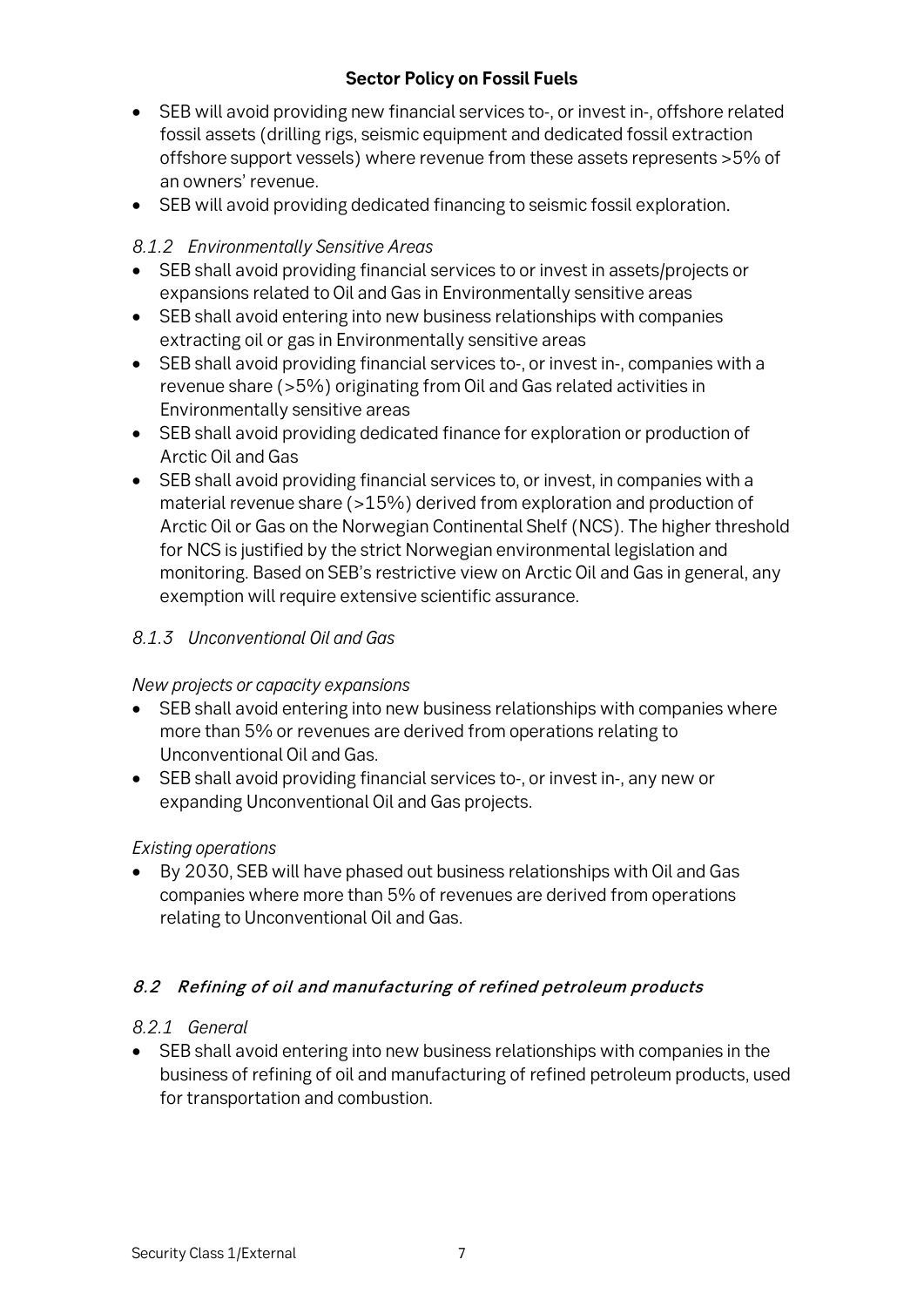- SEB will avoid providing new financial services to-, or invest in-, offshore related fossil assets (drilling rigs, seismic equipment and dedicated fossil extraction offshore support vessels) where revenue from these assets represents >5% of an owners' revenue.
- SEB will avoid providing dedicated financing to seismic fossil exploration.

### *8.1.2 Environmentally Sensitive Areas*

- SEB shall avoid providing financial services to or invest in assets/projects or expansions related to Oil and Gas in Environmentally sensitive areas
- SEB shall avoid entering into new business relationships with companies extracting oil or gas in Environmentally sensitive areas
- SEB shall avoid providing financial services to-, or invest in-, companies with a revenue share (>5%) originating from Oil and Gas related activities in Environmentally sensitive areas
- SEB shall avoid providing dedicated finance for exploration or production of Arctic Oil and Gas
- SEB shall avoid providing financial services to, or invest, in companies with a material revenue share (>15%) derived from exploration and production of Arctic Oil or Gas on the Norwegian Continental Shelf (NCS). The higher threshold for NCS is justified by the strict Norwegian environmental legislation and monitoring. Based on SEB's restrictive view on Arctic Oil and Gas in general, any exemption will require extensive scientific assurance.

### *8.1.3 Unconventional Oil and Gas*

*New projects or capacity expansions*

- SEB shall avoid entering into new business relationships with companies where more than 5% or revenues are derived from operations relating to Unconventional Oil and Gas.
- SEB shall avoid providing financial services to-, or invest in-, any new or expanding Unconventional Oil and Gas projects.

*Existing operations*

- By 2030, SEB will have phased out business relationships with Oil and Gas companies where more than 5% of revenues are derived from operations relating to Unconventional Oil and Gas.

## *8.2 Refining of oil and manufacturing of refined petroleum products*

### *8.2.1 General*

- SEB shall avoid entering into new business relationships with companies in the business of refining of oil and manufacturing of refined petroleum products, used for transportation and combustion.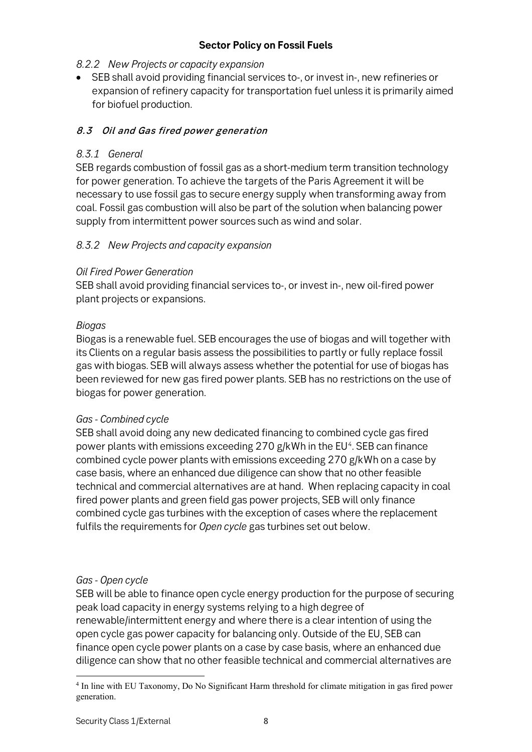*8.2.2 New Projects or capacity expansion*

- SEB shall avoid providing financial services to-, or invest in-, new refineries or expansion of refinery capacity for transportation fuel unless it is primarily aimed for biofuel production.

### 8.3 Oil and Gas fired power generation

*8.3.1 General*

SEB regards combustion of fossil gas as a short-medium term transition technology for power generation. To achieve the targets of the Paris Agreement it will be necessary to use fossil gas to secure energy supply when transforming away from coal. Fossil gas combustion will also be part of the solution when balancing power supply from intermittent power sources such as wind and solar.

*8.3.2 New Projects and capacity expansion*

*Oil Fired Power Generation*

SEB shall avoid providing financial services to-, or invest in-, new oil-fired power plant projects or expansions.

*Biogas*

Biogas is a renewable fuel. SEB encourages the use of biogas and will together with its Clients on a regular basis assess the possibilities to partly or fully replace fossil gas with biogas. SEB will always assess whether the potential for use of biogas has been reviewed for new gas fired power plants. SEB has no restrictions on the use of biogas for power generation.

*Gas - Combined cycle*

SEB shall avoid doing any new dedicated financing to combined cycle gas fired power plants with emissions exceeding 270 g/kWh in the EU[4]. SEB can finance combined cycle power plants with emissions exceeding 270 g/kWh on a case by case basis, where an enhanced due diligence can show that no other feasible technical and commercial alternatives are at hand. When replacing capacity in coal fired power plants and green field gas power projects, SEB will only finance combined cycle gas turbines with the exception of cases where the replacement fulfils the requirements for *Open cycle* gas turbines set out below.

*Gas - Open cycle*

SEB will be able to finance open cycle energy production for the purpose of securing peak load capacity in energy systems relying to a high degree of renewable/intermittent energy and where there is a clear intention of using the open cycle gas power capacity for balancing only. Outside of the EU, SEB can finance open cycle power plants on a case by case basis, where an enhanced due diligence can show that no other feasible technical and commercial alternatives are

[4] In line with EU Taxonomy, Do No Significant Harm threshold for climate mitigation in gas fired power generation.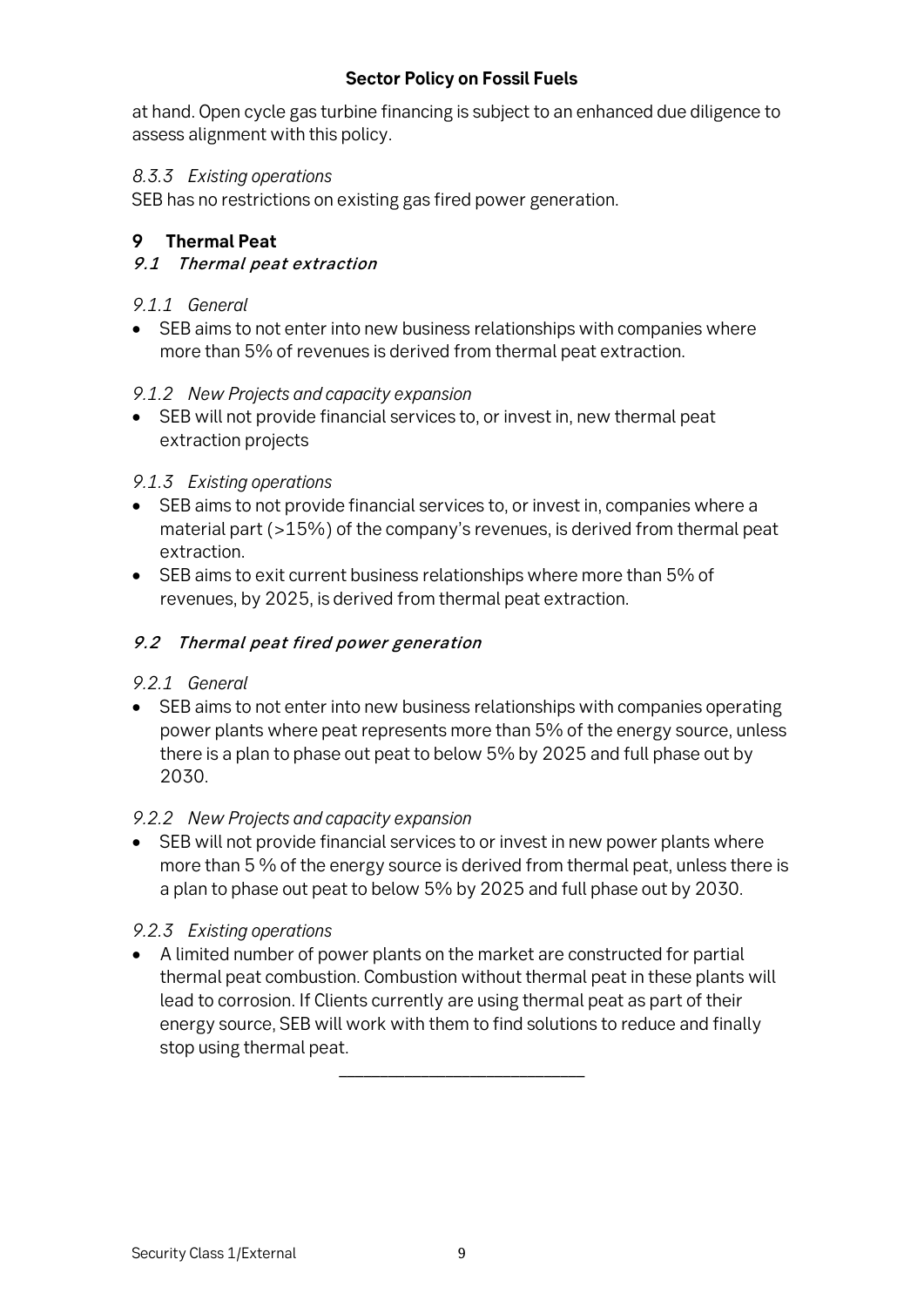at hand. Open cycle gas turbine financing is subject to an enhanced due diligence to assess alignment with this policy.

#### *8.3.3 Existing operations*

SEB has no restrictions on existing gas fired power generation.

## 9 Thermal Peat

### *9.1 Thermal peat extraction*

#### *9.1.1 General*

- SEB aims to not enter into new business relationships with companies where more than 5% of revenues is derived from thermal peat extraction.

#### *9.1.2 New Projects and capacity expansion*

- SEB will not provide financial services to, or invest in, new thermal peat extraction projects

#### *9.1.3 Existing operations*

- SEB aims to not provide financial services to, or invest in, companies where a material part (>15%) of the company's revenues, is derived from thermal peat extraction.
- SEB aims to exit current business relationships where more than 5% of revenues, by 2025, is derived from thermal peat extraction.

### *9.2 Thermal peat fired power generation*

#### *9.2.1 General*

- SEB aims to not enter into new business relationships with companies operating power plants where peat represents more than 5% of the energy source, unless there is a plan to phase out peat to below 5% by 2025 and full phase out by 2030.

#### *9.2.2 New Projects and capacity expansion*

- SEB will not provide financial services to or invest in new power plants where more than 5 % of the energy source is derived from thermal peat, unless there is a plan to phase out peat to below 5% by 2025 and full phase out by 2030.

#### *9.2.3 Existing operations*

- A limited number of power plants on the market are constructed for partial thermal peat combustion. Combustion without thermal peat in these plants will lead to corrosion. If Clients currently are using thermal peat as part of their energy source, SEB will work with them to find solutions to reduce and finally stop using thermal peat.

---